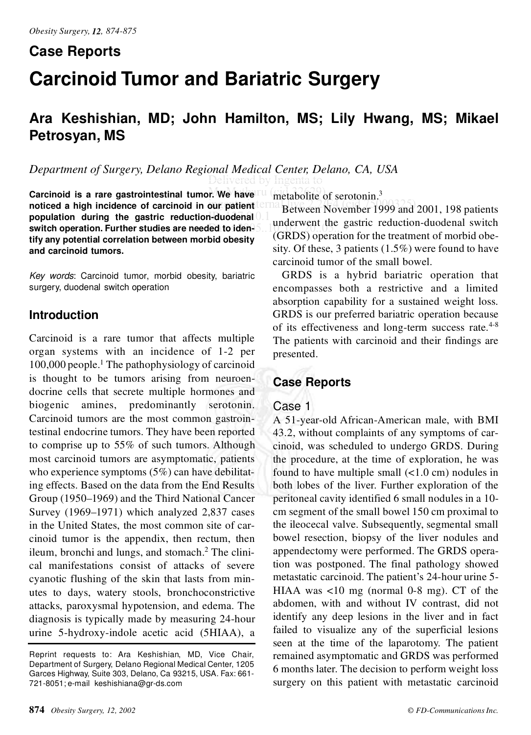## Case Reports

# Carcinoid Tumor and Bariatric Surgery

## Ara Keshishian, MD; John Hamilton, MS; Lily Hwang, MS; Mikael Petrosyan, MS

*Department of Surgery, Delano Regional Medical Center, Delano, CA, USA*

**Carcinoid is a rare gastrointestinal tumor. We have noticed a high incidence of carcinoid in our patient population during the gastric reduction-duodenal switch operation. Further studies are needed to identify any potential correlation between morbid obesity and carcinoid tumors.**

*Key words*: Carcinoid tumor, morbid obesity, bariatric surgery, duodenal switch operation

## Introduction

Carcinoid is a rare tumor that affects multiple organ systems with an incidence of 1-2 per 100,000 people.[1] The pathophysiology of carcinoid is thought to be tumors arising from neuroendocrine cells that secrete multiple hormones and biogenic amines, predominantly serotonin. Carcinoid tumors are the most common gastrointestinal endocrine tumors. They have been reported to comprise up to 55% of such tumors. Although most carcinoid tumors are asymptomatic, patients who experience symptoms (5%) can have debilitating effects. Based on the data from the End Results Group (1950–1969) and the Third National Cancer Survey (1969–1971) which analyzed 2,837 cases in the United States, the most common site of carcinoid tumor is the appendix, then rectum, then ileum, bronchi and lungs, and stomach.[2] The clinical manifestations consist of attacks of severe cyanotic flushing of the skin that lasts from minutes to days, watery stools, bronchoconstrictive attacks, paroxysmal hypotension, and edema. The diagnosis is typically made by measuring 24-hour urine 5-hydroxy-indole acetic acid (5HIAA), a metabolite of serotonin.[3]

Between November 1999 and 2001, 198 patients underwent the gastric reduction-duodenal switch (GRDS) operation for the treatment of morbid obesity. Of these, 3 patients (1.5%) were found to have carcinoid tumor of the small bowel.

GRDS is a hybrid bariatric operation that encompasses both a restrictive and a limited absorption capability for a sustained weight loss. GRDS is our preferred bariatric operation because of its effectiveness and long-term success rate.[4-8] The patients with carcinoid and their findings are presented.

## Case Reports

### Case 1

A 51-year-old African-American male, with BMI 43.2, without complaints of any symptoms of carcinoid, was scheduled to undergo GRDS. During the procedure, at the time of exploration, he was found to have multiple small (<1.0 cm) nodules in both lobes of the liver. Further exploration of the peritoneal cavity identified 6 small nodules in a 10-cm segment of the small bowel 150 cm proximal to the ileocecal valve. Subsequently, segmental small bowel resection, biopsy of the liver nodules and appendectomy were performed. The GRDS operation was postponed. The final pathology showed metastatic carcinoid. The patient's 24-hour urine 5-HIAA was <10 mg (normal 0-8 mg). CT of the abdomen, with and without IV contrast, did not identify any deep lesions in the liver and in fact failed to visualize any of the superficial lesions seen at the time of the laparotomy. The patient remained asymptomatic and GRDS was performed 6 months later. The decision to perform weight loss surgery on this patient with metastatic carcinoid

Reprint requests to: Ara Keshishian, MD, Vice Chair, Department of Surgery, Delano Regional Medical Center, 1205 Garces Highway, Suite 303, Delano, Ca 93215, USA. Fax: 661-721-8051; e-mail keshishiana@gr-ds.com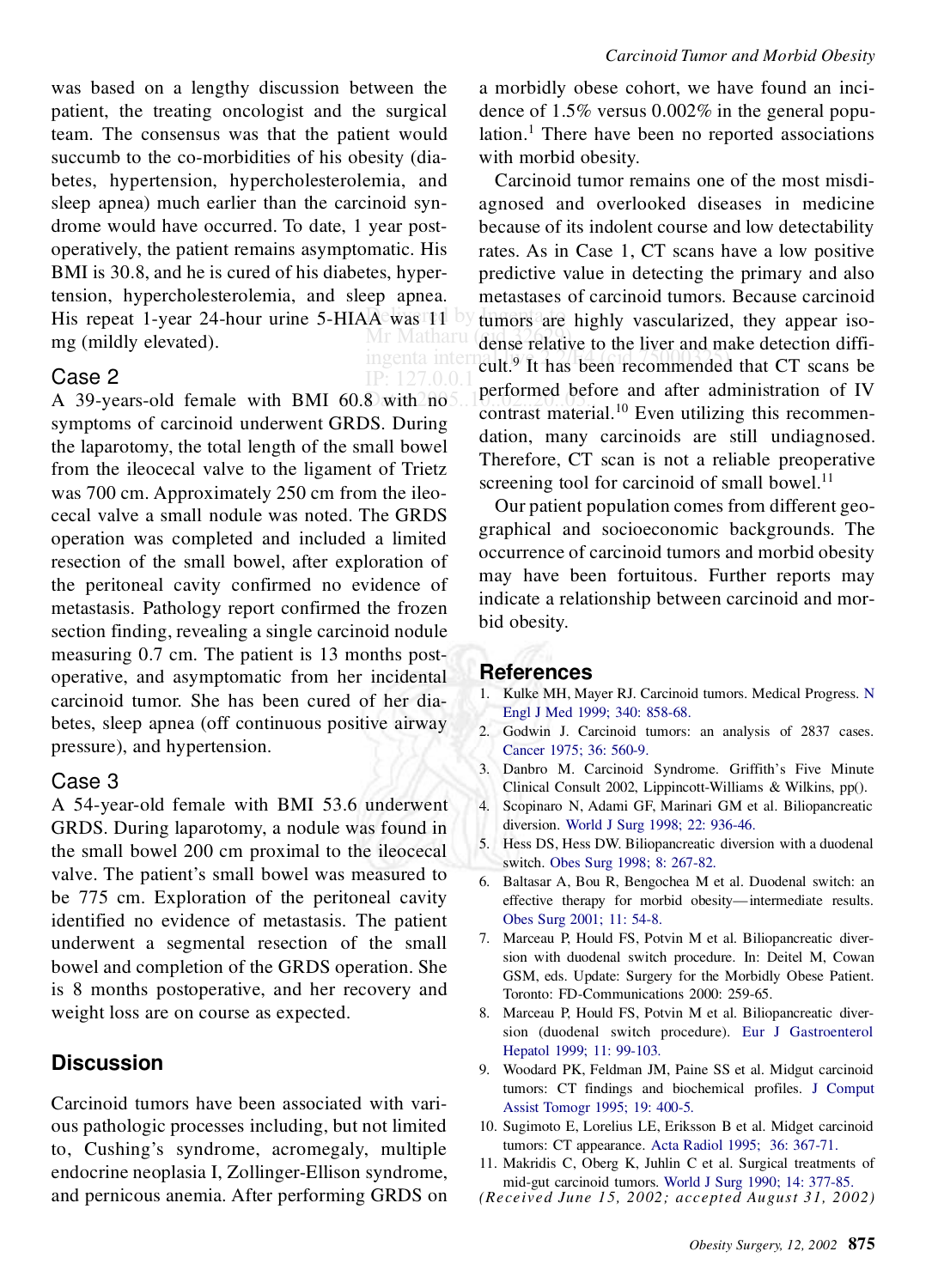was based on a lengthy discussion between the patient, the treating oncologist and the surgical team. The consensus was that the patient would succumb to the co-morbidities of his obesity (diabetes, hypertension, hypercholesterolemia, and sleep apnea) much earlier than the carcinoid syndrome would have occurred. To date, 1 year postoperatively, the patient remains asymptomatic. His BMI is 30.8, and he is cured of his diabetes, hypertension, hypercholesterolemia, and sleep apnea. His repeat 1-year 24-hour urine 5-HIAA was 11 mg (mildly elevated).

## Case 2

A 39-years-old female with BMI 60.8 with no symptoms of carcinoid underwent GRDS. During the laparotomy, the total length of the small bowel from the ileocecal valve to the ligament of Trietz was 700 cm. Approximately 250 cm from the ileocecal valve a small nodule was noted. The GRDS operation was completed and included a limited resection of the small bowel, after exploration of the peritoneal cavity confirmed no evidence of metastasis. Pathology report confirmed the frozen section finding, revealing a single carcinoid nodule measuring 0.7 cm. The patient is 13 months postoperative, and asymptomatic from her incidental carcinoid tumor. She has been cured of her diabetes, sleep apnea (off continuous positive airway pressure), and hypertension.

## Case 3

A 54-year-old female with BMI 53.6 underwent GRDS. During laparotomy, a nodule was found in the small bowel 200 cm proximal to the ileocecal valve. The patient's small bowel was measured to be 775 cm. Exploration of the peritoneal cavity identified no evidence of metastasis. The patient underwent a segmental resection of the small bowel and completion of the GRDS operation. She is 8 months postoperative, and her recovery and weight loss are on course as expected.

## Discussion

Carcinoid tumors have been associated with various pathologic processes including, but not limited to, Cushing's syndrome, acromegaly, multiple endocrine neoplasia I, Zollinger-Ellison syndrome, and pernicous anemia. After performing GRDS on a morbidly obese cohort, we have found an incidence of 1.5% versus 0.002% in the general population.[1] There have been no reported associations with morbid obesity.

Carcinoid tumor remains one of the most misdiagnosed and overlooked diseases in medicine because of its indolent course and low detectability rates. As in Case 1, CT scans have a low positive predictive value in detecting the primary and also metastases of carcinoid tumors. Because carcinoid tumors are highly vascularized, they appear isodense relative to the liver and make detection difficult.[9] It has been recommended that CT scans be performed before and after administration of IV contrast material.[10] Even utilizing this recommendation, many carcinoids are still undiagnosed. Therefore, CT scan is not a reliable preoperative screening tool for carcinoid of small bowel.[11]

Our patient population comes from different geographical and socioeconomic backgrounds. The occurrence of carcinoid tumors and morbid obesity may have been fortuitous. Further reports may indicate a relationship between carcinoid and morbid obesity.

## References

1. Kulke MH, Mayer RJ. Carcinoid tumors. Medical Progress. N Engl J Med 1999; 340: 858-68.
2. Godwin J. Carcinoid tumors: an analysis of 2837 cases. Cancer 1975; 36: 560-9.
3. Danbro M. Carcinoid Syndrome. Griffith's Five Minute Clinical Consult 2002, Lippincott-Williams & Wilkins, pp().
4. Scopinaro N, Adami GF, Marinari GM et al. Biliopancreatic diversion. World J Surg 1998; 22: 936-46.
5. Hess DS, Hess DW. Biliopancreatic diversion with a duodenal switch. Obes Surg 1998; 8: 267-82.
6. Baltasar A, Bou R, Bengochea M et al. Duodenal switch: an effective therapy for morbid obesity—intermediate results. Obes Surg 2001; 11: 54-8.
7. Marceau P, Hould FS, Potvin M et al. Biliopancreatic diversion with duodenal switch procedure. In: Deitel M, Cowan GSM, eds. Update: Surgery for the Morbidly Obese Patient. Toronto: FD-Communications 2000: 259-65.
8. Marceau P, Hould FS, Potvin M et al. Biliopancreatic diversion (duodenal switch procedure). Eur J Gastroenterol Hepatol 1999; 11: 99-103.
9. Woodard PK, Feldman JM, Paine SS et al. Midgut carcinoid tumors: CT findings and biochemical profiles. J Comput Assist Tomogr 1995; 19: 400-5.
10. Sugimoto E, Lorelius LE, Eriksson B et al. Midget carcinoid tumors: CT appearance. Acta Radiol 1995; 36: 367-71.
11. Makridis C, Oberg K, Juhlin C et al. Surgical treatments of mid-gut carcinoid tumors. World J Surg 1990; 14: 377-85.

*(Received June 15, 2002; accepted August 31, 2002)*